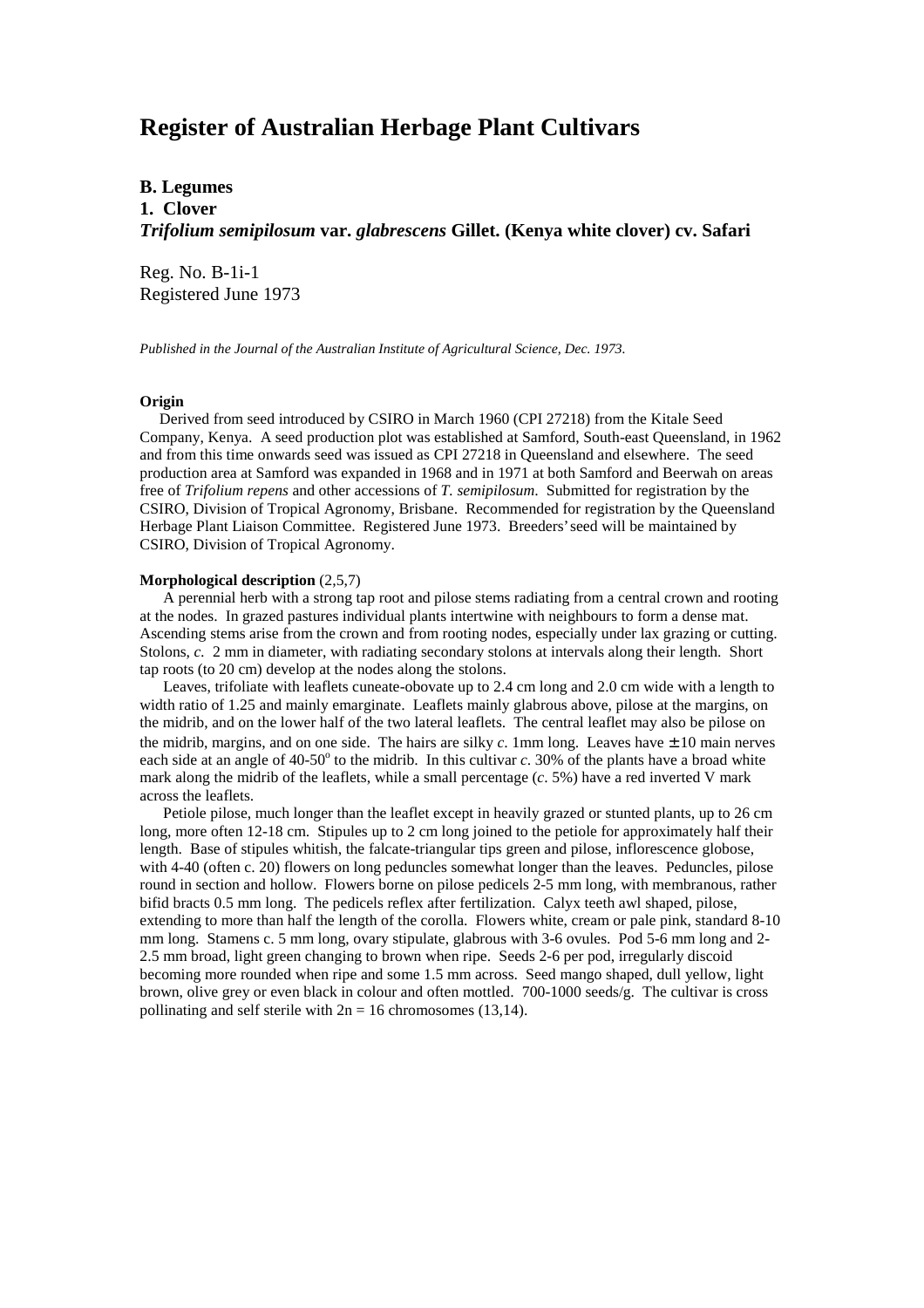# Register of Australian Herbage Plant Cultivars

**B. Legumes**

**1. Clover**

***Trifolium semipilosum* var. *glabrescens* Gillet. (Kenya white clover) cv. Safari**

Reg. No. B-1i-1
Registered June 1973

*Published in the Journal of the Australian Institute of Agricultural Science, Dec. 1973.*

**Origin**

Derived from seed introduced by CSIRO in March 1960 (CPI 27218) from the Kitale Seed Company, Kenya. A seed production plot was established at Samford, South-east Queensland, in 1962 and from this time onwards seed was issued as CPI 27218 in Queensland and elsewhere. The seed production area at Samford was expanded in 1968 and in 1971 at both Samford and Beerwah on areas free of *Trifolium repens* and other accessions of *T. semipilosum*. Submitted for registration by the CSIRO, Division of Tropical Agronomy, Brisbane. Recommended for registration by the Queensland Herbage Plant Liaison Committee. Registered June 1973. Breeders' seed will be maintained by CSIRO, Division of Tropical Agronomy.

**Morphological description** (2,5,7)

A perennial herb with a strong tap root and pilose stems radiating from a central crown and rooting at the nodes. In grazed pastures individual plants intertwine with neighbours to form a dense mat. Ascending stems arise from the crown and from rooting nodes, especially under lax grazing or cutting. Stolons, *c.* 2 mm in diameter, with radiating secondary stolons at intervals along their length. Short tap roots (to 20 cm) develop at the nodes along the stolons.

Leaves, trifoliate with leaflets cuneate-obovate up to 2.4 cm long and 2.0 cm wide with a length to width ratio of 1.25 and mainly emarginate. Leaflets mainly glabrous above, pilose at the margins, on the midrib, and on the lower half of the two lateral leaflets. The central leaflet may also be pilose on the midrib, margins, and on one side. The hairs are silky *c.* 1mm long. Leaves have ± 10 main nerves each side at an angle of 40-50$^{o}$ to the midrib. In this cultivar *c.* 30% of the plants have a broad white mark along the midrib of the leaflets, while a small percentage (*c.* 5%) have a red inverted V mark across the leaflets.

Petiole pilose, much longer than the leaflet except in heavily grazed or stunted plants, up to 26 cm long, more often 12-18 cm. Stipules up to 2 cm long joined to the petiole for approximately half their length. Base of stipules whitish, the falcate-triangular tips green and pilose, inflorescence globose, with 4-40 (often c. 20) flowers on long peduncles somewhat longer than the leaves. Peduncles, pilose round in section and hollow. Flowers borne on pilose pedicels 2-5 mm long, with membranous, rather bifid bracts 0.5 mm long. The pedicels reflex after fertilization. Calyx teeth awl shaped, pilose, extending to more than half the length of the corolla. Flowers white, cream or pale pink, standard 8-10 mm long. Stamens c. 5 mm long, ovary stipulate, glabrous with 3-6 ovules. Pod 5-6 mm long and 2-2.5 mm broad, light green changing to brown when ripe. Seeds 2-6 per pod, irregularly discoid becoming more rounded when ripe and some 1.5 mm across. Seed mango shaped, dull yellow, light brown, olive grey or even black in colour and often mottled. 700-1000 seeds/g. The cultivar is cross pollinating and self sterile with 2n = 16 chromosomes (13,14).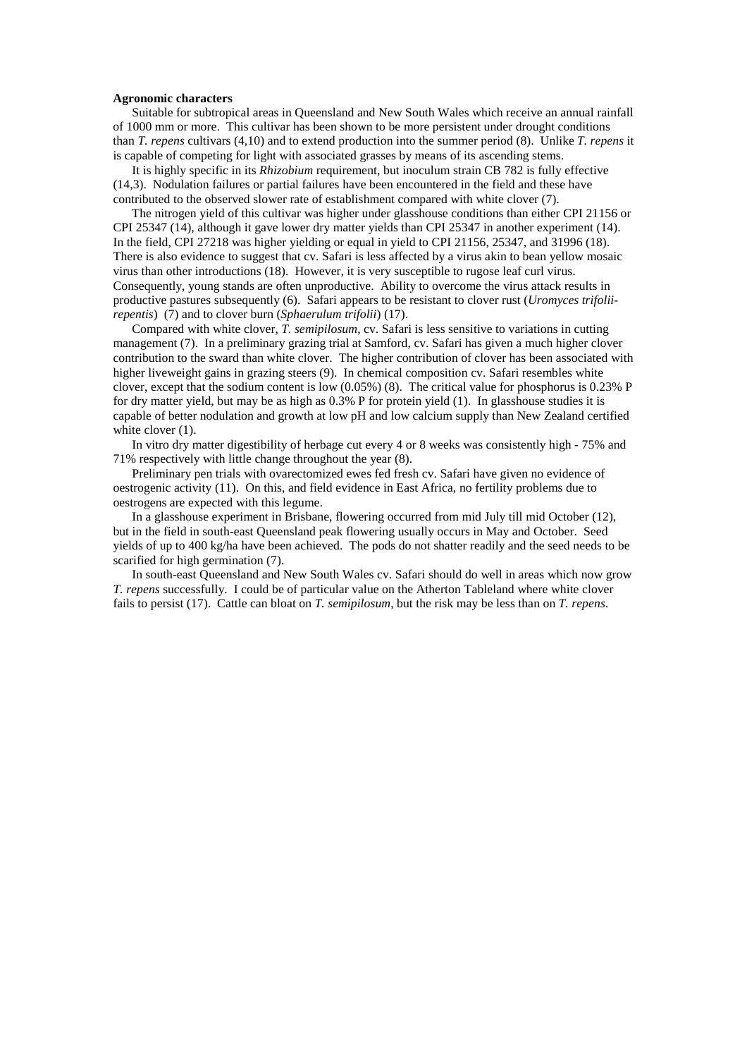**Agronomic characters**

Suitable for subtropical areas in Queensland and New South Wales which receive an annual rainfall of 1000 mm or more. This cultivar has been shown to be more persistent under drought conditions than *T. repens* cultivars (4,10) and to extend production into the summer period (8). Unlike *T. repens* it is capable of competing for light with associated grasses by means of its ascending stems.

It is highly specific in its *Rhizobium* requirement, but inoculum strain CB 782 is fully effective (14,3). Nodulation failures or partial failures have been encountered in the field and these have contributed to the observed slower rate of establishment compared with white clover (7).

The nitrogen yield of this cultivar was higher under glasshouse conditions than either CPI 21156 or CPI 25347 (14), although it gave lower dry matter yields than CPI 25347 in another experiment (14). In the field, CPI 27218 was higher yielding or equal in yield to CPI 21156, 25347, and 31996 (18). There is also evidence to suggest that cv. Safari is less affected by a virus akin to bean yellow mosaic virus than other introductions (18). However, it is very susceptible to rugose leaf curl virus. Consequently, young stands are often unproductive. Ability to overcome the virus attack results in productive pastures subsequently (6). Safari appears to be resistant to clover rust (*Uromyces trifolii-repentis*) (7) and to clover burn (*Sphaerulum trifolii*) (17).

Compared with white clover, *T. semipilosum*, cv. Safari is less sensitive to variations in cutting management (7). In a preliminary grazing trial at Samford, cv. Safari has given a much higher clover contribution to the sward than white clover. The higher contribution of clover has been associated with higher liveweight gains in grazing steers (9). In chemical composition cv. Safari resembles white clover, except that the sodium content is low (0.05%) (8). The critical value for phosphorus is 0.23% P for dry matter yield, but may be as high as 0.3% P for protein yield (1). In glasshouse studies it is capable of better nodulation and growth at low pH and low calcium supply than New Zealand certified white clover (1).

In vitro dry matter digestibility of herbage cut every 4 or 8 weeks was consistently high - 75% and 71% respectively with little change throughout the year (8).

Preliminary pen trials with ovarectomized ewes fed fresh cv. Safari have given no evidence of oestrogenic activity (11). On this, and field evidence in East Africa, no fertility problems due to oestrogens are expected with this legume.

In a glasshouse experiment in Brisbane, flowering occurred from mid July till mid October (12), but in the field in south-east Queensland peak flowering usually occurs in May and October. Seed yields of up to 400 kg/ha have been achieved. The pods do not shatter readily and the seed needs to be scarified for high germination (7).

In south-east Queensland and New South Wales cv. Safari should do well in areas which now grow *T. repens* successfully. I could be of particular value on the Atherton Tableland where white clover fails to persist (17). Cattle can bloat on *T. semipilosum*, but the risk may be less than on *T. repens*.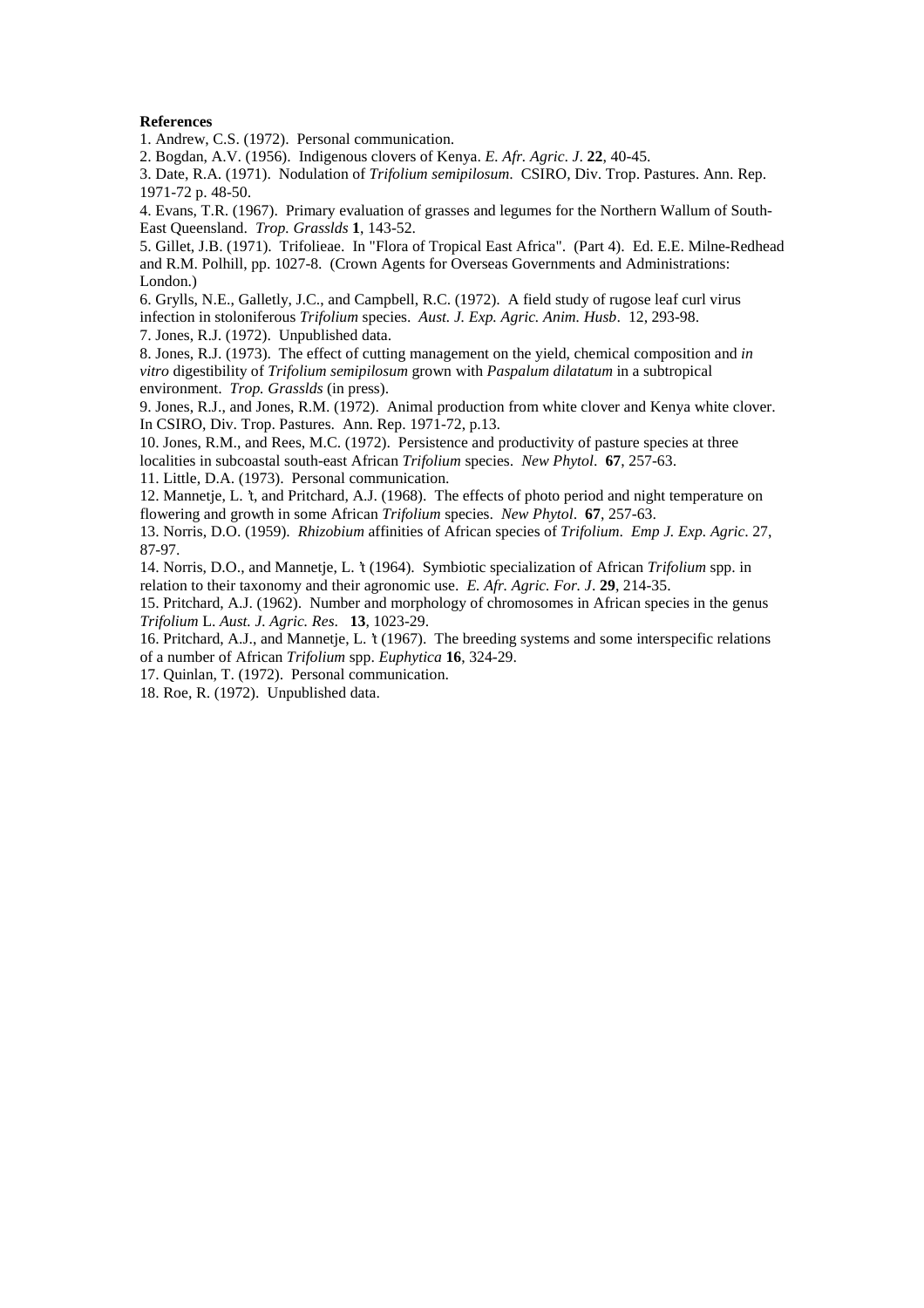**References**

1. Andrew, C.S. (1972). Personal communication.
2. Bogdan, A.V. (1956). Indigenous clovers of Kenya. *E. Afr. Agric. J*. **22**, 40-45.
3. Date, R.A. (1971). Nodulation of *Trifolium semipilosum*. CSIRO, Div. Trop. Pastures. Ann. Rep. 1971-72 p. 48-50.
4. Evans, T.R. (1967). Primary evaluation of grasses and legumes for the Northern Wallum of South-East Queensland. *Trop. Grasslds* **1**, 143-52.
5. Gillet, J.B. (1971). Trifolieae. In "Flora of Tropical East Africa". (Part 4). Ed. E.E. Milne-Redhead and R.M. Polhill, pp. 1027-8. (Crown Agents for Overseas Governments and Administrations: London.)
6. Grylls, N.E., Galletly, J.C., and Campbell, R.C. (1972). A field study of rugose leaf curl virus infection in stoloniferous *Trifolium* species. *Aust. J. Exp. Agric. Anim. Husb*. 12, 293-98.
7. Jones, R.J. (1972). Unpublished data.
8. Jones, R.J. (1973). The effect of cutting management on the yield, chemical composition and *in vitro* digestibility of *Trifolium semipilosum* grown with *Paspalum dilatatum* in a subtropical environment. *Trop. Grasslds* (in press).
9. Jones, R.J., and Jones, R.M. (1972). Animal production from white clover and Kenya white clover. In CSIRO, Div. Trop. Pastures. Ann. Rep. 1971-72, p.13.
10. Jones, R.M., and Rees, M.C. (1972). Persistence and productivity of pasture species at three localities in subcoastal south-east African *Trifolium* species. *New Phytol*. **67**, 257-63.
11. Little, D.A. (1973). Personal communication.
12. Mannetje, L. 't, and Pritchard, A.J. (1968). The effects of photo period and night temperature on flowering and growth in some African *Trifolium* species. *New Phytol*. **67**, 257-63.
13. Norris, D.O. (1959). *Rhizobium* affinities of African species of *Trifolium*. *Emp J. Exp. Agric*. 27, 87-97.
14. Norris, D.O., and Mannetje, L. 't (1964). Symbiotic specialization of African *Trifolium* spp. in relation to their taxonomy and their agronomic use. *E. Afr. Agric. For. J*. **29**, 214-35.
15. Pritchard, A.J. (1962). Number and morphology of chromosomes in African species in the genus *Trifolium* L. *Aust. J. Agric. Res*. **13**, 1023-29.
16. Pritchard, A.J., and Mannetje, L. 't (1967). The breeding systems and some interspecific relations of a number of African *Trifolium* spp. *Euphytica* **16**, 324-29.
17. Quinlan, T. (1972). Personal communication.
18. Roe, R. (1972). Unpublished data.